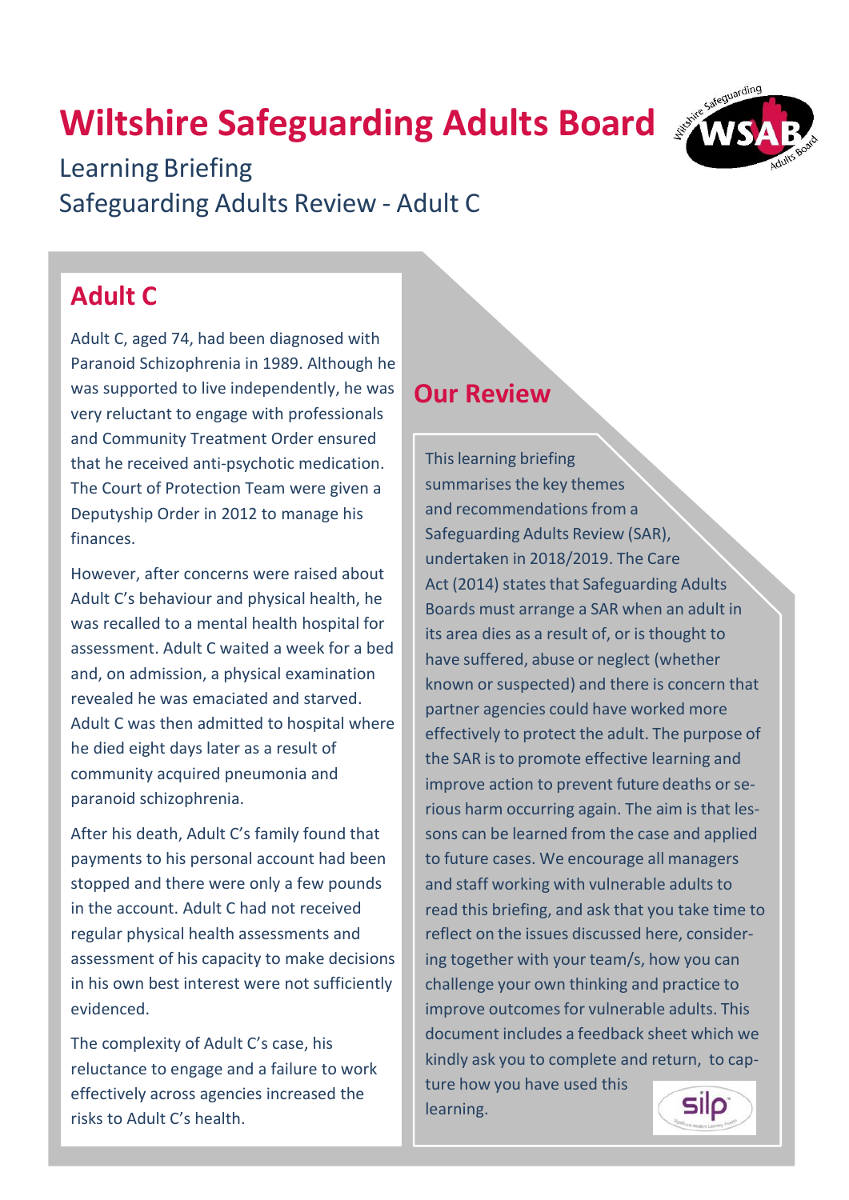# Wiltshire Safeguarding Adults Board

Learning Briefing

Safeguarding Adults Review - Adult C

## Adult C

Adult C, aged 74, had been diagnosed with Paranoid Schizophrenia in 1989. Although he was supported to live independently, he was very reluctant to engage with professionals and Community Treatment Order ensured that he received anti-psychotic medication. The Court of Protection Team were given a Deputyship Order in 2012 to manage his finances.

However, after concerns were raised about Adult C's behaviour and physical health, he was recalled to a mental health hospital for assessment. Adult C waited a week for a bed and, on admission, a physical examination revealed he was emaciated and starved. Adult C was then admitted to hospital where he died eight days later as a result of community acquired pneumonia and paranoid schizophrenia.

After his death, Adult C's family found that payments to his personal account had been stopped and there were only a few pounds in the account. Adult C had not received regular physical health assessments and assessment of his capacity to make decisions in his own best interest were not sufficiently evidenced.

The complexity of Adult C's case, his reluctance to engage and a failure to work effectively across agencies increased the risks to Adult C's health.

## Our Review

This learning briefing summarises the key themes and recommendations from a Safeguarding Adults Review (SAR), undertaken in 2018/2019. The Care Act (2014) states that Safeguarding Adults Boards must arrange a SAR when an adult in its area dies as a result of, or is thought to have suffered, abuse or neglect (whether known or suspected) and there is concern that partner agencies could have worked more effectively to protect the adult. The purpose of the SAR is to promote effective learning and improve action to prevent future deaths or serious harm occurring again. The aim is that lessons can be learned from the case and applied to future cases. We encourage all managers and staff working with vulnerable adults to read this briefing, and ask that you take time to reflect on the issues discussed here, considering together with your team/s, how you can challenge your own thinking and practice to improve outcomes for vulnerable adults. This document includes a feedback sheet which we kindly ask you to complete and return, to capture how you have used this learning.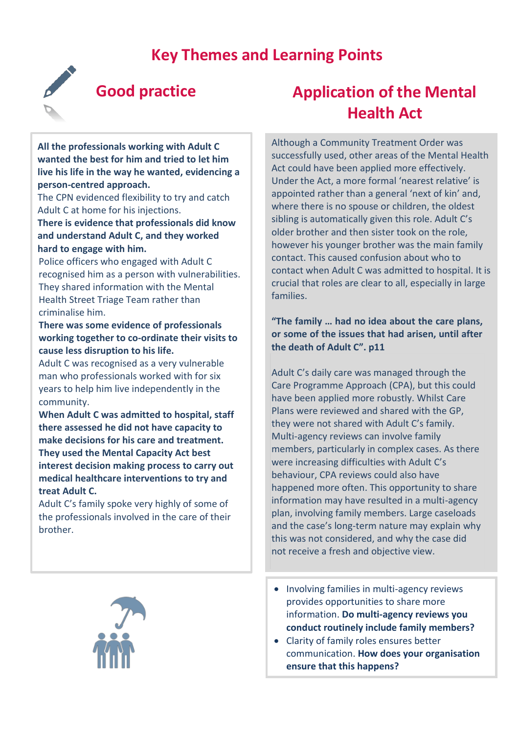# Key Themes and Learning Points

## Good practice

**All the professionals working with Adult C wanted the best for him and tried to let him live his life in the way he wanted, evidencing a person-centred approach.**
The CPN evidenced flexibility to try and catch Adult C at home for his injections.
**There is evidence that professionals did know and understand Adult C, and they worked hard to engage with him.**
Police officers who engaged with Adult C recognised him as a person with vulnerabilities. They shared information with the Mental Health Street Triage Team rather than criminalise him.
**There was some evidence of professionals working together to co-ordinate their visits to cause less disruption to his life.**
Adult C was recognised as a very vulnerable man who professionals worked with for six years to help him live independently in the community.
**When Adult C was admitted to hospital, staff there assessed he did not have capacity to make decisions for his care and treatment. They used the Mental Capacity Act best interest decision making process to carry out medical healthcare interventions to try and treat Adult C.**
Adult C's family spoke very highly of some of the professionals involved in the care of their brother.

## Application of the Mental Health Act

Although a Community Treatment Order was successfully used, other areas of the Mental Health Act could have been applied more effectively. Under the Act, a more formal 'nearest relative' is appointed rather than a general 'next of kin' and, where there is no spouse or children, the oldest sibling is automatically given this role. Adult C's older brother and then sister took on the role, however his younger brother was the main family contact. This caused confusion about who to contact when Adult C was admitted to hospital. It is crucial that roles are clear to all, especially in large families.

**"The family … had no idea about the care plans, or some of the issues that had arisen, until after the death of Adult C". p11**

Adult C's daily care was managed through the Care Programme Approach (CPA), but this could have been applied more robustly. Whilst Care Plans were reviewed and shared with the GP, they were not shared with Adult C's family. Multi-agency reviews can involve family members, particularly in complex cases. As there were increasing difficulties with Adult C's behaviour, CPA reviews could also have happened more often. This opportunity to share information may have resulted in a multi-agency plan, involving family members. Large caseloads and the case's long-term nature may explain why this was not considered, and why the case did not receive a fresh and objective view.

- Involving families in multi-agency reviews provides opportunities to share more information. **Do multi-agency reviews you conduct routinely include family members?**
- Clarity of family roles ensures better communication. **How does your organisation ensure that this happens?**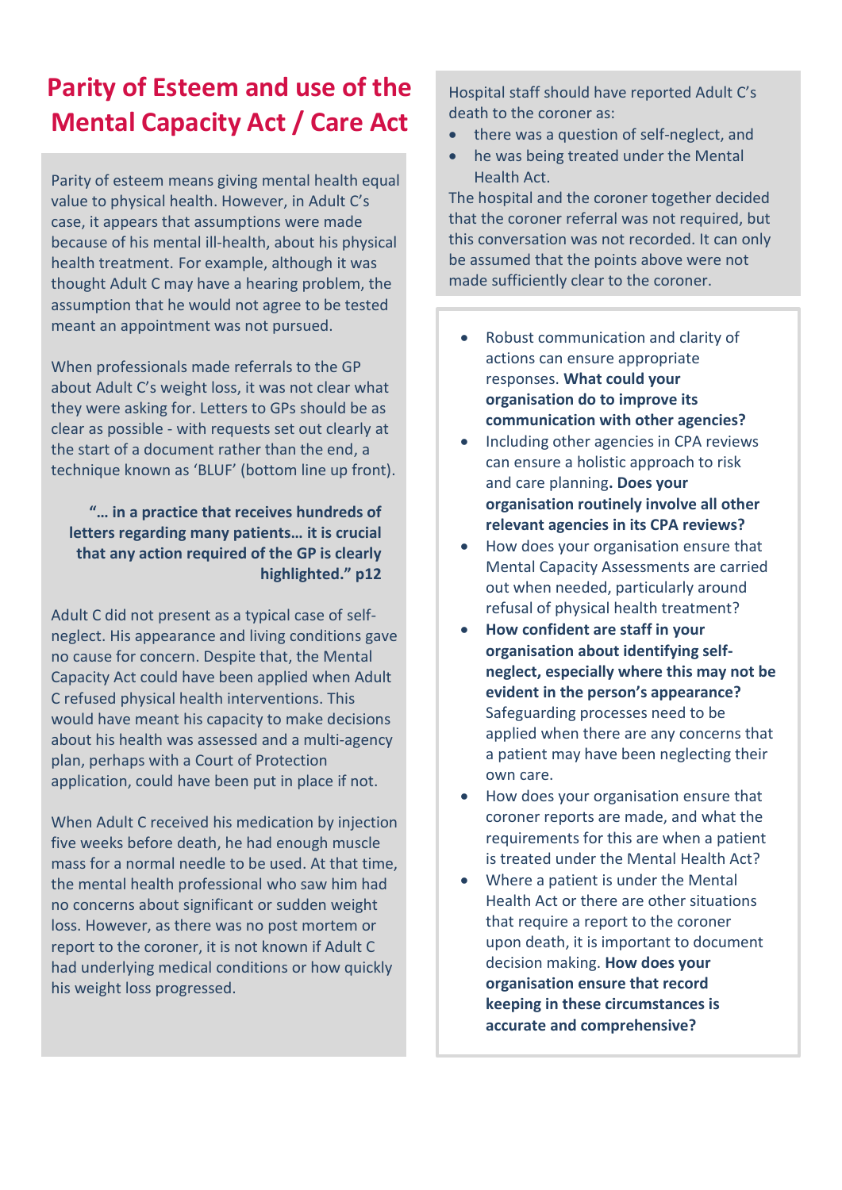# Parity of Esteem and use of the Mental Capacity Act / Care Act

Parity of esteem means giving mental health equal value to physical health. However, in Adult C's case, it appears that assumptions were made because of his mental ill-health, about his physical health treatment. For example, although it was thought Adult C may have a hearing problem, the assumption that he would not agree to be tested meant an appointment was not pursued.

When professionals made referrals to the GP about Adult C's weight loss, it was not clear what they were asking for. Letters to GPs should be as clear as possible - with requests set out clearly at the start of a document rather than the end, a technique known as 'BLUF' (bottom line up front).

> **"… in a practice that receives hundreds of letters regarding many patients… it is crucial that any action required of the GP is clearly highlighted." p12**

Adult C did not present as a typical case of self-neglect. His appearance and living conditions gave no cause for concern. Despite that, the Mental Capacity Act could have been applied when Adult C refused physical health interventions. This would have meant his capacity to make decisions about his health was assessed and a multi-agency plan, perhaps with a Court of Protection application, could have been put in place if not.

When Adult C received his medication by injection five weeks before death, he had enough muscle mass for a normal needle to be used. At that time, the mental health professional who saw him had no concerns about significant or sudden weight loss. However, as there was no post mortem or report to the coroner, it is not known if Adult C had underlying medical conditions or how quickly his weight loss progressed.

Hospital staff should have reported Adult C's death to the coroner as:

- there was a question of self-neglect, and
- he was being treated under the Mental Health Act.

The hospital and the coroner together decided that the coroner referral was not required, but this conversation was not recorded. It can only be assumed that the points above were not made sufficiently clear to the coroner.

- Robust communication and clarity of actions can ensure appropriate responses. **What could your organisation do to improve its communication with other agencies?**
- Including other agencies in CPA reviews can ensure a holistic approach to risk and care planning**. Does your organisation routinely involve all other relevant agencies in its CPA reviews?**
- How does your organisation ensure that Mental Capacity Assessments are carried out when needed, particularly around refusal of physical health treatment?
- **How confident are staff in your organisation about identifying self-neglect, especially where this may not be evident in the person's appearance?** Safeguarding processes need to be applied when there are any concerns that a patient may have been neglecting their own care.
- How does your organisation ensure that coroner reports are made, and what the requirements for this are when a patient is treated under the Mental Health Act?
- Where a patient is under the Mental Health Act or there are other situations that require a report to the coroner upon death, it is important to document decision making. **How does your organisation ensure that record keeping in these circumstances is accurate and comprehensive?**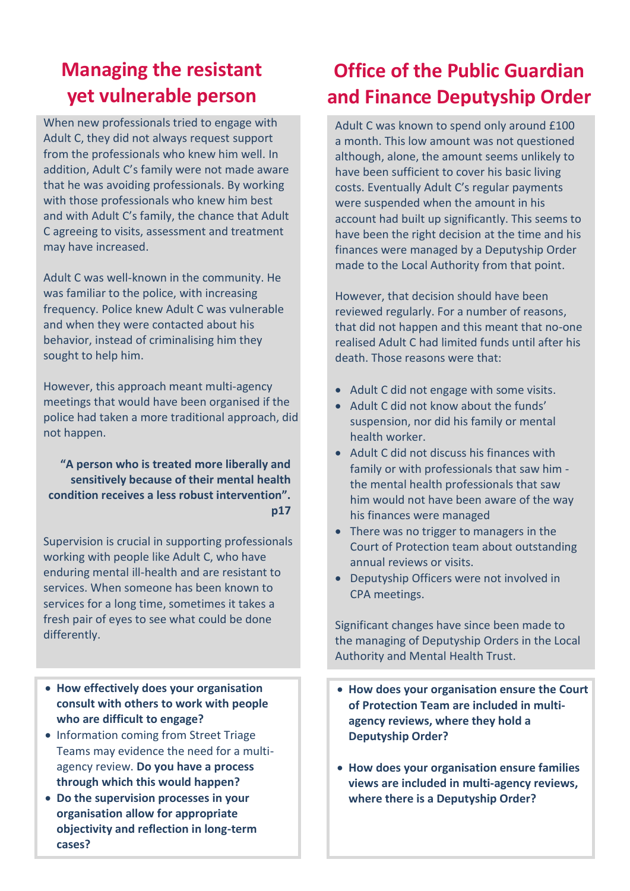## Managing the resistant yet vulnerable person

When new professionals tried to engage with Adult C, they did not always request support from the professionals who knew him well. In addition, Adult C's family were not made aware that he was avoiding professionals. By working with those professionals who knew him best and with Adult C's family, the chance that Adult C agreeing to visits, assessment and treatment may have increased.

Adult C was well-known in the community. He was familiar to the police, with increasing frequency. Police knew Adult C was vulnerable and when they were contacted about his behavior, instead of criminalising him they sought to help him.

However, this approach meant multi-agency meetings that would have been organised if the police had taken a more traditional approach, did not happen.

> **"A person who is treated more liberally and sensitively because of their mental health condition receives a less robust intervention". p17**

Supervision is crucial in supporting professionals working with people like Adult C, who have enduring mental ill-health and are resistant to services. When someone has been known to services for a long time, sometimes it takes a fresh pair of eyes to see what could be done differently.

- **How effectively does your organisation consult with others to work with people who are difficult to engage?**
- Information coming from Street Triage Teams may evidence the need for a multi-agency review. **Do you have a process through which this would happen?**
- **Do the supervision processes in your organisation allow for appropriate objectivity and reflection in long-term cases?**

## Office of the Public Guardian and Finance Deputyship Order

Adult C was known to spend only around £100 a month. This low amount was not questioned although, alone, the amount seems unlikely to have been sufficient to cover his basic living costs. Eventually Adult C's regular payments were suspended when the amount in his account had built up significantly. This seems to have been the right decision at the time and his finances were managed by a Deputyship Order made to the Local Authority from that point.

However, that decision should have been reviewed regularly. For a number of reasons, that did not happen and this meant that no-one realised Adult C had limited funds until after his death. Those reasons were that:

- Adult C did not engage with some visits.
- Adult C did not know about the funds' suspension, nor did his family or mental health worker.
- Adult C did not discuss his finances with family or with professionals that saw him - the mental health professionals that saw him would not have been aware of the way his finances were managed
- There was no trigger to managers in the Court of Protection team about outstanding annual reviews or visits.
- Deputyship Officers were not involved in CPA meetings.

Significant changes have since been made to the managing of Deputyship Orders in the Local Authority and Mental Health Trust.

- **How does your organisation ensure the Court of Protection Team are included in multi-agency reviews, where they hold a Deputyship Order?**
- **How does your organisation ensure families views are included in multi-agency reviews, where there is a Deputyship Order?**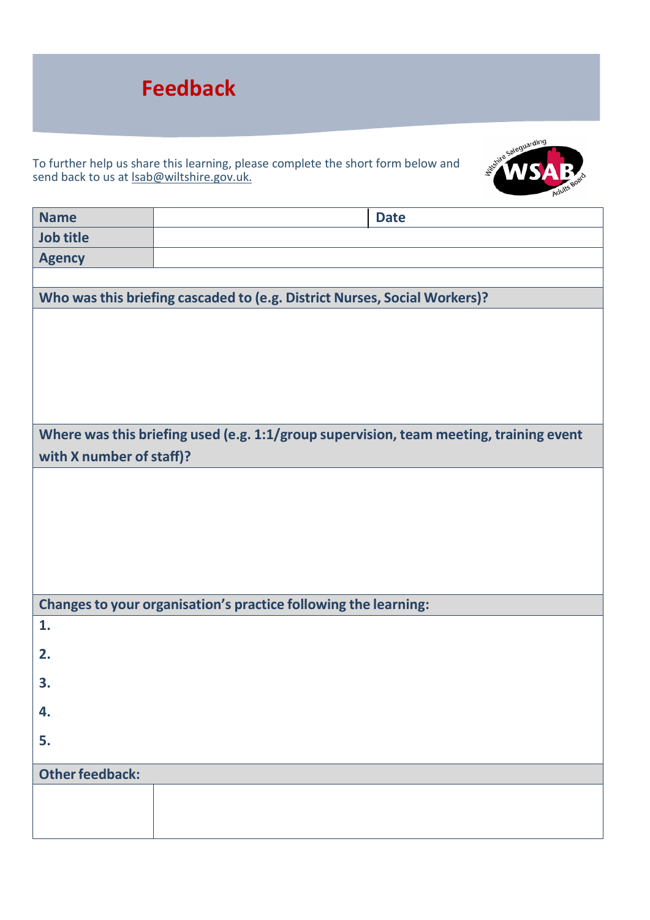# Feedback

To further help us share this learning, please complete the short form below and send back to us at lsab@wiltshire.gov.uk.

| | | | |
|---|---|---|---|
| **Name** | | **Date** | |
| **Job title** | | | |
| **Agency** | | | |

**Who was this briefing cascaded to (e.g. District Nurses, Social Workers)?**

**Where was this briefing used (e.g. 1:1/group supervision, team meeting, training event with X number of staff)?**

**Changes to your organisation's practice following the learning:**

**1.**

**2.**

**3.**

**4.**

**5.**

**Other feedback:**